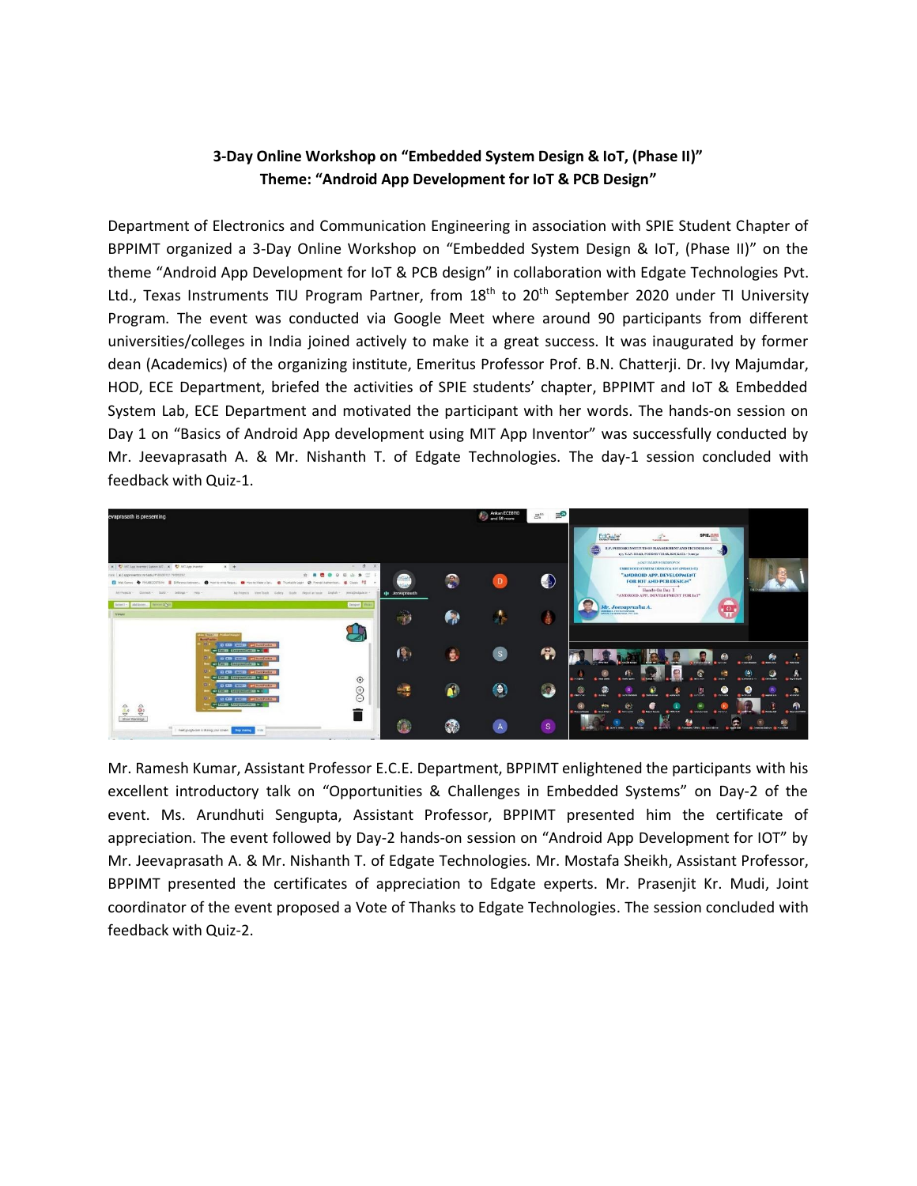**3-Day Online Workshop on “Embedded System Design & IoT, (Phase II)”**
**Theme: “Android App Development for IoT & PCB Design”**

Department of Electronics and Communication Engineering in association with SPIE Student Chapter of BPPIMT organized a 3-Day Online Workshop on “Embedded System Design & IoT, (Phase II)” on the theme “Android App Development for IoT & PCB design” in collaboration with Edgate Technologies Pvt. Ltd., Texas Instruments TIU Program Partner, from 18th to 20th September 2020 under TI University Program. The event was conducted via Google Meet where around 90 participants from different universities/colleges in India joined actively to make it a great success. It was inaugurated by former dean (Academics) of the organizing institute, Emeritus Professor Prof. B.N. Chatterji. Dr. Ivy Majumdar, HOD, ECE Department, briefed the activities of SPIE students’ chapter, BPPIMT and IoT & Embedded System Lab, ECE Department and motivated the participant with her words. The hands-on session on Day 1 on “Basics of Android App development using MIT App Inventor” was successfully conducted by Mr. Jeevaprasath A. & Mr. Nishanth T. of Edgate Technologies. The day-1 session concluded with feedback with Quiz-1.

Mr. Ramesh Kumar, Assistant Professor E.C.E. Department, BPPIMT enlightened the participants with his excellent introductory talk on “Opportunities & Challenges in Embedded Systems” on Day-2 of the event. Ms. Arundhuti Sengupta, Assistant Professor, BPPIMT presented him the certificate of appreciation. The event followed by Day-2 hands-on session on “Android App Development for IOT” by Mr. Jeevaprasath A. & Mr. Nishanth T. of Edgate Technologies. Mr. Mostafa Sheikh, Assistant Professor, BPPIMT presented the certificates of appreciation to Edgate experts. Mr. Prasenjit Kr. Mudi, Joint coordinator of the event proposed a Vote of Thanks to Edgate Technologies. The session concluded with feedback with Quiz-2.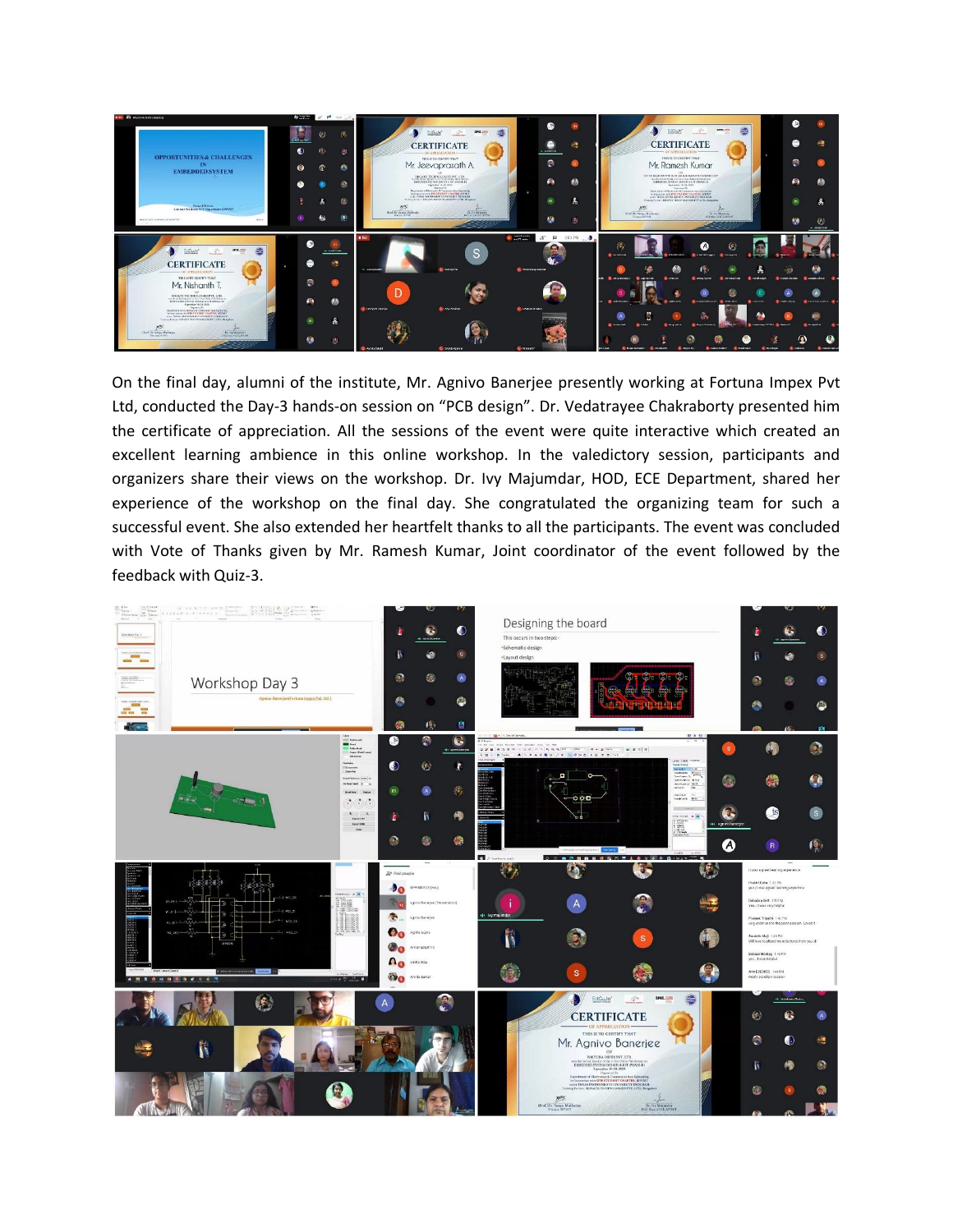On the final day, alumni of the institute, Mr. Agnivo Banerjee presently working at Fortuna Impex Pvt Ltd, conducted the Day-3 hands-on session on "PCB design". Dr. Vedatrayee Chakraborty presented him the certificate of appreciation. All the sessions of the event were quite interactive which created an excellent learning ambience in this online workshop. In the valedictory session, participants and organizers share their views on the workshop. Dr. Ivy Majumdar, HOD, ECE Department, shared her experience of the workshop on the final day. She congratulated the organizing team for such a successful event. She also extended her heartfelt thanks to all the participants. The event was concluded with Vote of Thanks given by Mr. Ramesh Kumar, Joint coordinator of the event followed by the feedback with Quiz-3.